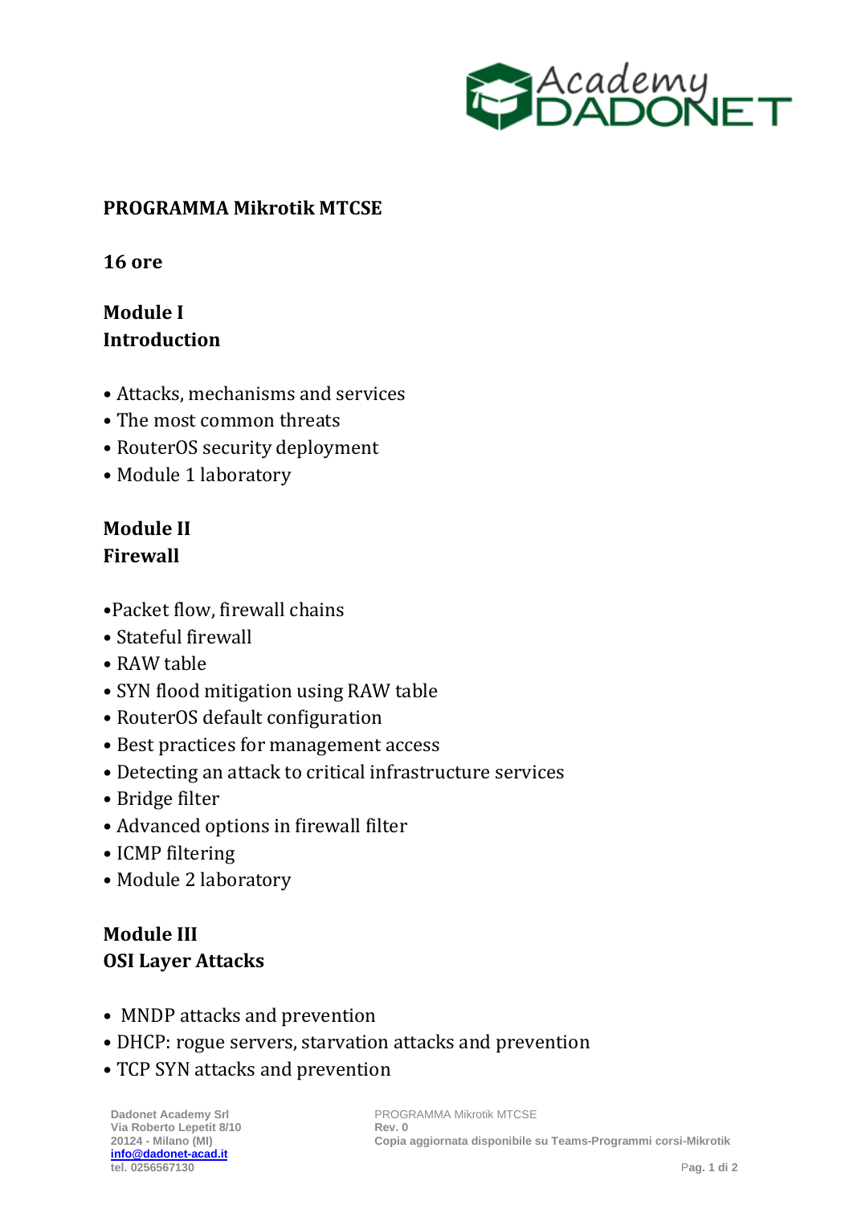**PROGRAMMA Mikrotik MTCSE**

**16 ore**

## Module I
## Introduction

- Attacks, mechanisms and services
- The most common threats
- RouterOS security deployment
- Module 1 laboratory

## Module II
## Firewall

- Packet flow, firewall chains
- Stateful firewall
- RAW table
- SYN flood mitigation using RAW table
- RouterOS default configuration
- Best practices for management access
- Detecting an attack to critical infrastructure services
- Bridge filter
- Advanced options in firewall filter
- ICMP filtering
- Module 2 laboratory

## Module III
## OSI Layer Attacks

- MNDP attacks and prevention
- DHCP: rogue servers, starvation attacks and prevention
- TCP SYN attacks and prevention

Dadonet Academy Srl
Via Roberto Lepetit 8/10
20124 - Milano (MI)
info@dadonet-acad.it
tel. 0256567130

PROGRAMMA Mikrotik MTCSE
Rev. 0
Copia aggiornata disponibile su Teams-Programmi corsi-Mikrotik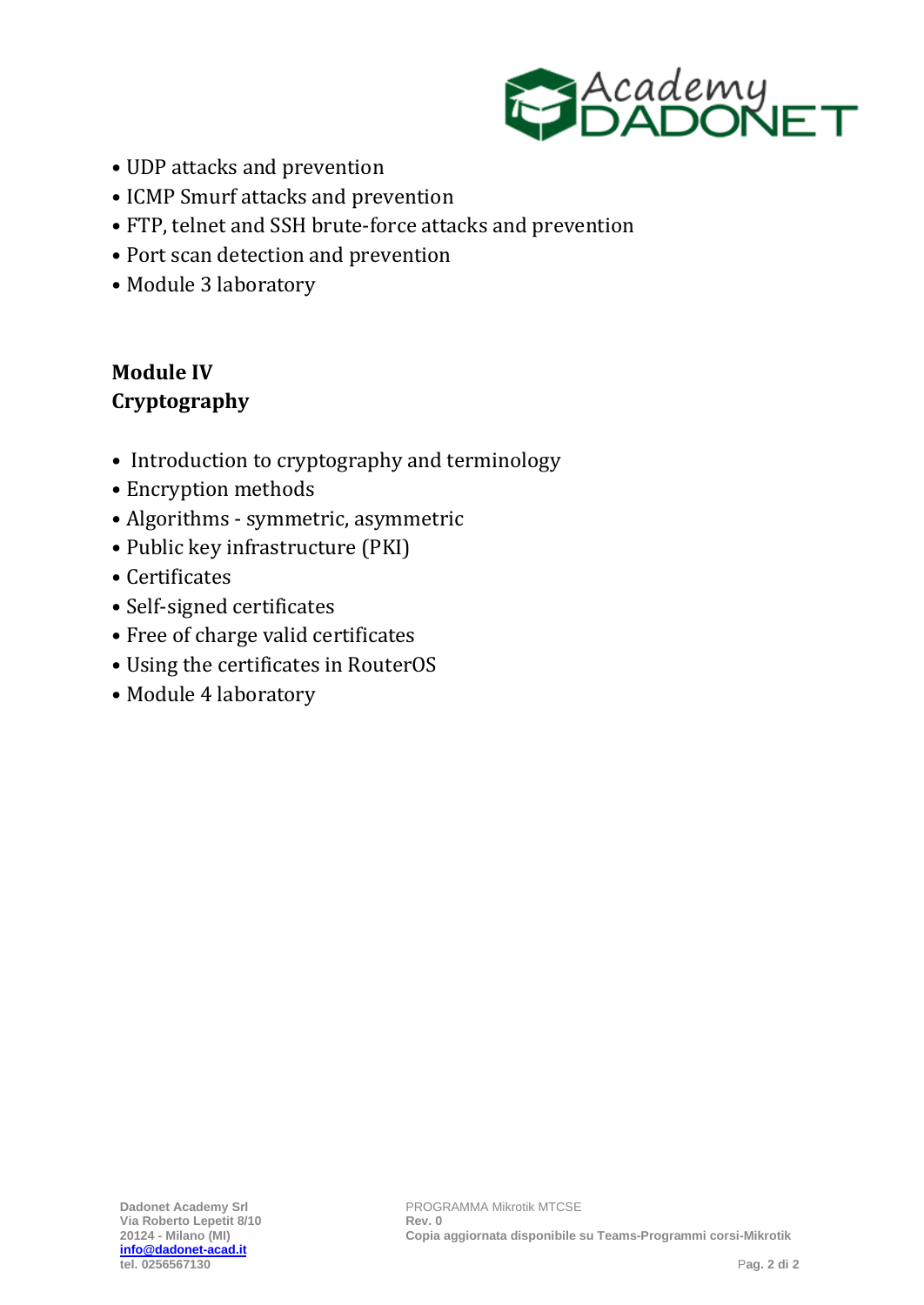- UDP attacks and prevention
- ICMP Smurf attacks and prevention
- FTP, telnet and SSH brute-force attacks and prevention
- Port scan detection and prevention
- Module 3 laboratory

**Module IV**
**Cryptography**

- Introduction to cryptography and terminology
- Encryption methods
- Algorithms - symmetric, asymmetric
- Public key infrastructure (PKI)
- Certificates
- Self-signed certificates
- Free of charge valid certificates
- Using the certificates in RouterOS
- Module 4 laboratory